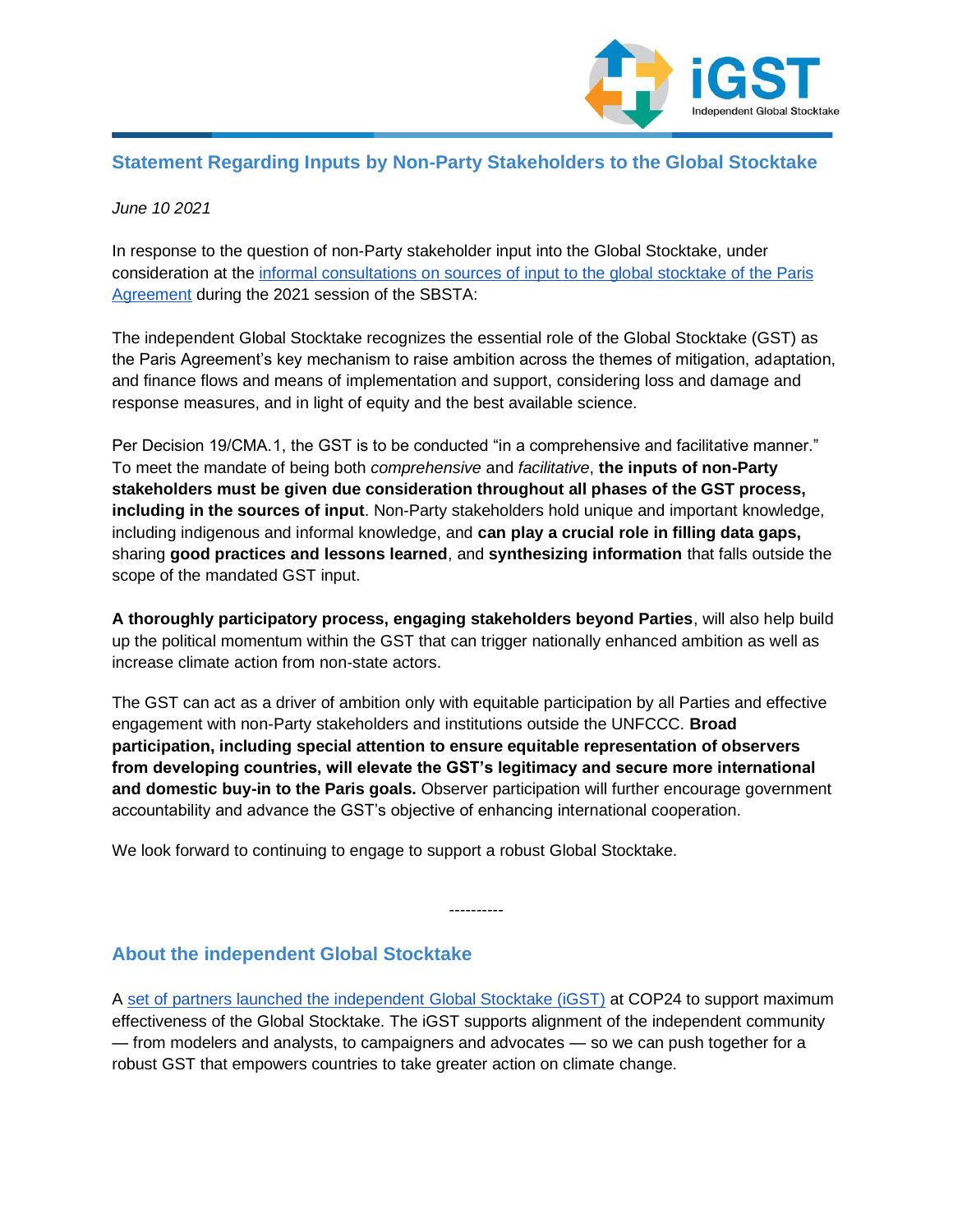## Statement Regarding Inputs by Non-Party Stakeholders to the Global Stocktake

*June 10 2021*

In response to the question of non-Party stakeholder input into the Global Stocktake, under consideration at the informal consultations on sources of input to the global stocktake of the Paris Agreement during the 2021 session of the SBSTA:

The independent Global Stocktake recognizes the essential role of the Global Stocktake (GST) as the Paris Agreement's key mechanism to raise ambition across the themes of mitigation, adaptation, and finance flows and means of implementation and support, considering loss and damage and response measures, and in light of equity and the best available science.

Per Decision 19/CMA.1, the GST is to be conducted "in a comprehensive and facilitative manner." To meet the mandate of being both *comprehensive* and *facilitative*, **the inputs of non-Party stakeholders must be given due consideration throughout all phases of the GST process, including in the sources of input**. Non-Party stakeholders hold unique and important knowledge, including indigenous and informal knowledge, and **can play a crucial role in filling data gaps,** sharing **good practices and lessons learned**, and **synthesizing information** that falls outside the scope of the mandated GST input.

**A thoroughly participatory process, engaging stakeholders beyond Parties**, will also help build up the political momentum within the GST that can trigger nationally enhanced ambition as well as increase climate action from non-state actors.

The GST can act as a driver of ambition only with equitable participation by all Parties and effective engagement with non-Party stakeholders and institutions outside the UNFCCC. **Broad participation, including special attention to ensure equitable representation of observers from developing countries, will elevate the GST's legitimacy and secure more international and domestic buy-in to the Paris goals.** Observer participation will further encourage government accountability and advance the GST's objective of enhancing international cooperation.

We look forward to continuing to engage to support a robust Global Stocktake.

----------

## About the independent Global Stocktake

A set of partners launched the independent Global Stocktake (iGST) at COP24 to support maximum effectiveness of the Global Stocktake. The iGST supports alignment of the independent community — from modelers and analysts, to campaigners and advocates — so we can push together for a robust GST that empowers countries to take greater action on climate change.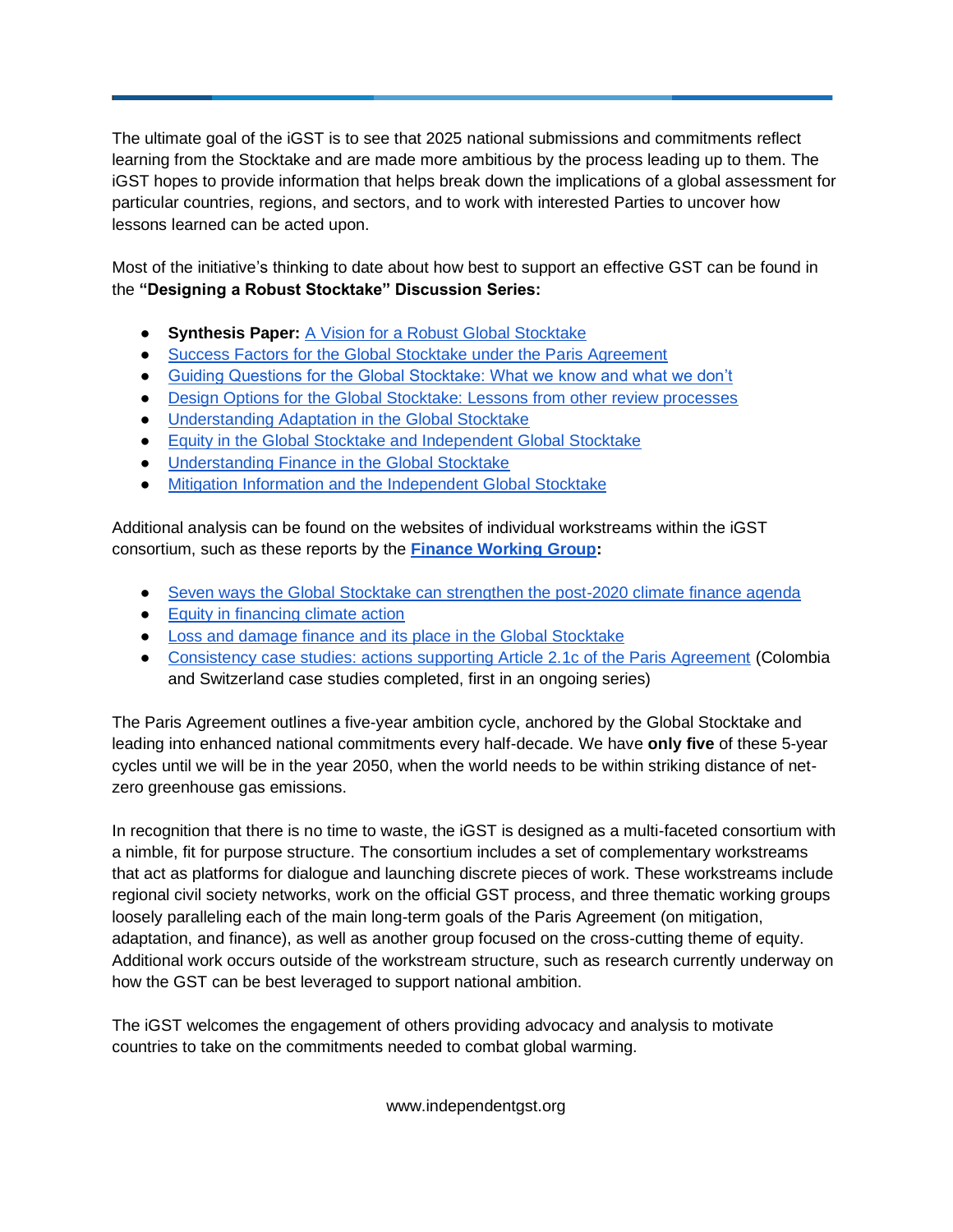The ultimate goal of the iGST is to see that 2025 national submissions and commitments reflect learning from the Stocktake and are made more ambitious by the process leading up to them. The iGST hopes to provide information that helps break down the implications of a global assessment for particular countries, regions, and sectors, and to work with interested Parties to uncover how lessons learned can be acted upon.

Most of the initiative's thinking to date about how best to support an effective GST can be found in the **"Designing a Robust Stocktake" Discussion Series:**

- **Synthesis Paper:** A Vision for a Robust Global Stocktake
- Success Factors for the Global Stocktake under the Paris Agreement
- Guiding Questions for the Global Stocktake: What we know and what we don't
- Design Options for the Global Stocktake: Lessons from other review processes
- Understanding Adaptation in the Global Stocktake
- Equity in the Global Stocktake and Independent Global Stocktake
- Understanding Finance in the Global Stocktake
- Mitigation Information and the Independent Global Stocktake

Additional analysis can be found on the websites of individual workstreams within the iGST consortium, such as these reports by the **Finance Working Group:**

- Seven ways the Global Stocktake can strengthen the post-2020 climate finance agenda
- Equity in financing climate action
- Loss and damage finance and its place in the Global Stocktake
- Consistency case studies: actions supporting Article 2.1c of the Paris Agreement (Colombia and Switzerland case studies completed, first in an ongoing series)

The Paris Agreement outlines a five-year ambition cycle, anchored by the Global Stocktake and leading into enhanced national commitments every half-decade. We have **only five** of these 5-year cycles until we will be in the year 2050, when the world needs to be within striking distance of net-zero greenhouse gas emissions.

In recognition that there is no time to waste, the iGST is designed as a multi-faceted consortium with a nimble, fit for purpose structure. The consortium includes a set of complementary workstreams that act as platforms for dialogue and launching discrete pieces of work. These workstreams include regional civil society networks, work on the official GST process, and three thematic working groups loosely paralleling each of the main long-term goals of the Paris Agreement (on mitigation, adaptation, and finance), as well as another group focused on the cross-cutting theme of equity. Additional work occurs outside of the workstream structure, such as research currently underway on how the GST can be best leveraged to support national ambition.

The iGST welcomes the engagement of others providing advocacy and analysis to motivate countries to take on the commitments needed to combat global warming.

www.independentgst.org